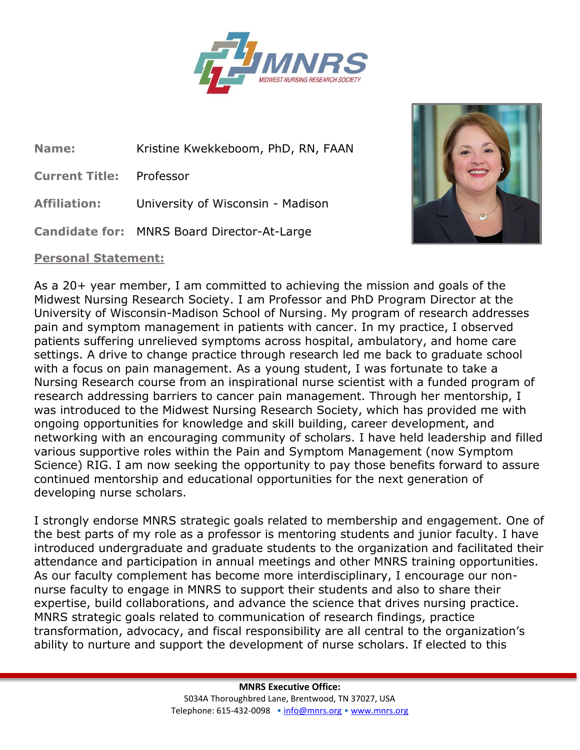**Name:** Kristine Kwekkeboom, PhD, RN, FAAN

**Current Title:** Professor

**Affiliation:** University of Wisconsin - Madison

**Candidate for:** MNRS Board Director-At-Large

## Personal Statement:

As a 20+ year member, I am committed to achieving the mission and goals of the Midwest Nursing Research Society. I am Professor and PhD Program Director at the University of Wisconsin-Madison School of Nursing. My program of research addresses pain and symptom management in patients with cancer. In my practice, I observed patients suffering unrelieved symptoms across hospital, ambulatory, and home care settings. A drive to change practice through research led me back to graduate school with a focus on pain management. As a young student, I was fortunate to take a Nursing Research course from an inspirational nurse scientist with a funded program of research addressing barriers to cancer pain management. Through her mentorship, I was introduced to the Midwest Nursing Research Society, which has provided me with ongoing opportunities for knowledge and skill building, career development, and networking with an encouraging community of scholars. I have held leadership and filled various supportive roles within the Pain and Symptom Management (now Symptom Science) RIG. I am now seeking the opportunity to pay those benefits forward to assure continued mentorship and educational opportunities for the next generation of developing nurse scholars.

I strongly endorse MNRS strategic goals related to membership and engagement. One of the best parts of my role as a professor is mentoring students and junior faculty. I have introduced undergraduate and graduate students to the organization and facilitated their attendance and participation in annual meetings and other MNRS training opportunities. As our faculty complement has become more interdisciplinary, I encourage our non-nurse faculty to engage in MNRS to support their students and also to share their expertise, build collaborations, and advance the science that drives nursing practice. MNRS strategic goals related to communication of research findings, practice transformation, advocacy, and fiscal responsibility are all central to the organization's ability to nurture and support the development of nurse scholars. If elected to this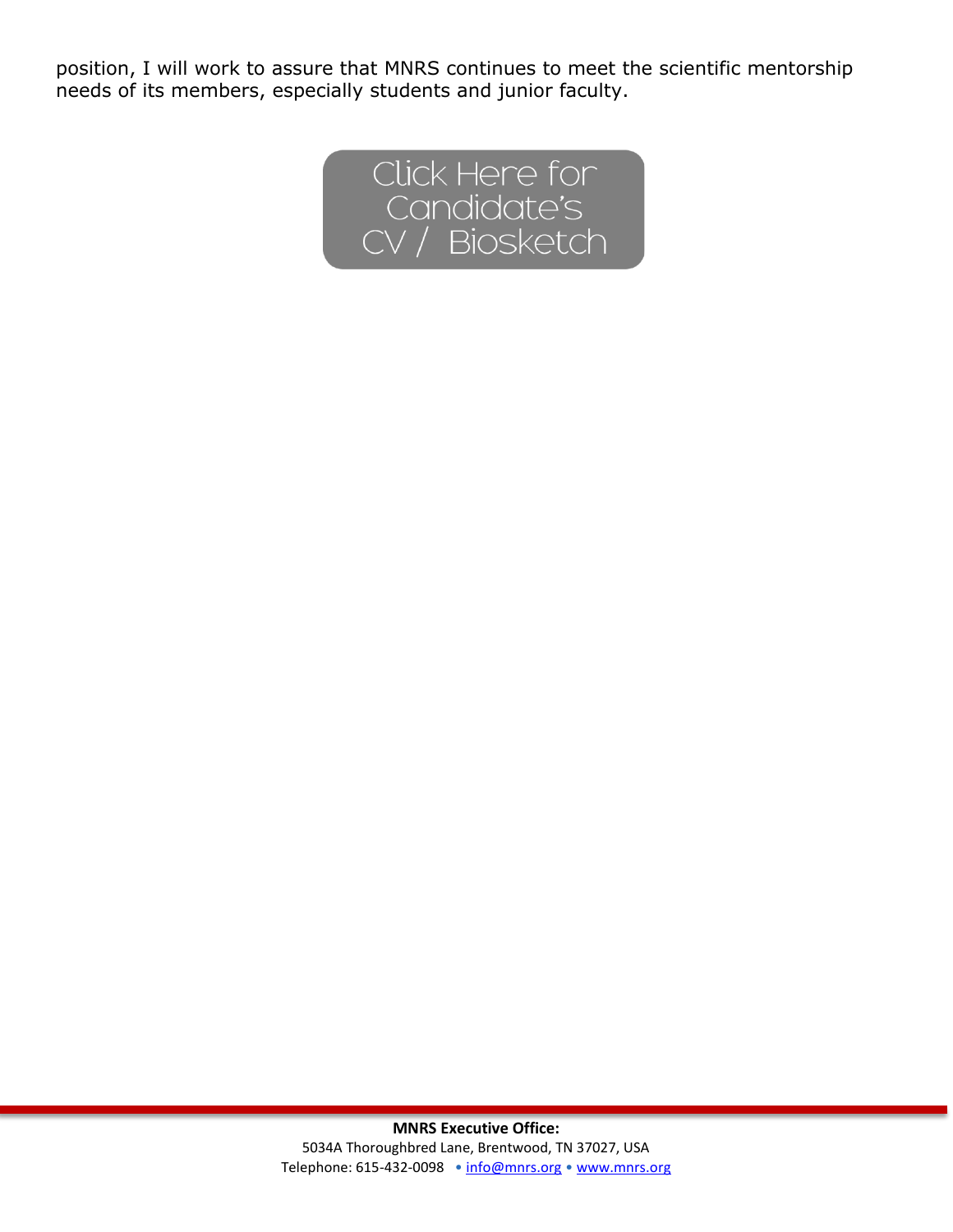position, I will work to assure that MNRS continues to meet the scientific mentorship needs of its members, especially students and junior faculty.

Click Here for Candidate's CV / Biosketch

**MNRS Executive Office:**
5034A Thoroughbred Lane, Brentwood, TN 37027, USA
Telephone: 615-432-0098 • info@mnrs.org • www.mnrs.org